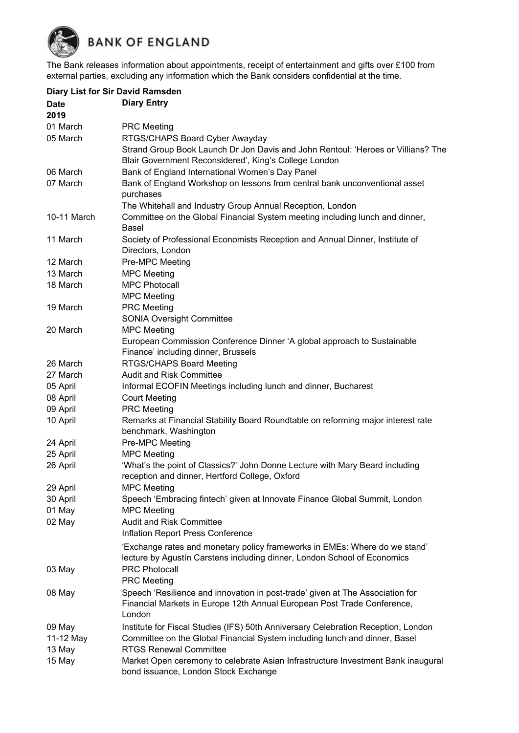**BANK OF ENGLAND**

The Bank releases information about appointments, receipt of entertainment and gifts over £100 from external parties, excluding any information which the Bank considers confidential at the time.

**Diary List for Sir David Ramsden**

| **Date** | **Diary Entry** |
|---|---|
| **2019** | |
| 01 March | PRC Meeting |
| 05 March | RTGS/CHAPS Board Cyber Awayday |
| | Strand Group Book Launch Dr Jon Davis and John Rentoul: 'Heroes or Villians? The Blair Government Reconsidered', King's College London |
| 06 March | Bank of England International Women's Day Panel |
| 07 March | Bank of England Workshop on lessons from central bank unconventional asset purchases |
| | The Whitehall and Industry Group Annual Reception, London |
| 10-11 March | Committee on the Global Financial System meeting including lunch and dinner, Basel |
| 11 March | Society of Professional Economists Reception and Annual Dinner, Institute of Directors, London |
| 12 March | Pre-MPC Meeting |
| 13 March | MPC Meeting |
| 18 March | MPC Photocall |
| | MPC Meeting |
| 19 March | PRC Meeting |
| | SONIA Oversight Committee |
| 20 March | MPC Meeting |
| | European Commission Conference Dinner 'A global approach to Sustainable Finance' including dinner, Brussels |
| 26 March | RTGS/CHAPS Board Meeting |
| 27 March | Audit and Risk Committee |
| 05 April | Informal ECOFIN Meetings including lunch and dinner, Bucharest |
| 08 April | Court Meeting |
| 09 April | PRC Meeting |
| 10 April | Remarks at Financial Stability Board Roundtable on reforming major interest rate benchmark, Washington |
| 24 April | Pre-MPC Meeting |
| 25 April | MPC Meeting |
| 26 April | 'What's the point of Classics?' John Donne Lecture with Mary Beard including reception and dinner, Hertford College, Oxford |
| 29 April | MPC Meeting |
| 30 April | Speech 'Embracing fintech' given at Innovate Finance Global Summit, London |
| 01 May | MPC Meeting |
| 02 May | Audit and Risk Committee |
| | Inflation Report Press Conference |
| | 'Exchange rates and monetary policy frameworks in EMEs: Where do we stand' lecture by Agustín Carstens including dinner, London School of Economics |
| 03 May | PRC Photocall |
| | PRC Meeting |
| 08 May | Speech 'Resilience and innovation in post-trade' given at The Association for Financial Markets in Europe 12th Annual European Post Trade Conference, London |
| 09 May | Institute for Fiscal Studies (IFS) 50th Anniversary Celebration Reception, London |
| 11-12 May | Committee on the Global Financial System including lunch and dinner, Basel |
| 13 May | RTGS Renewal Committee |
| 15 May | Market Open ceremony to celebrate Asian Infrastructure Investment Bank inaugural bond issuance, London Stock Exchange |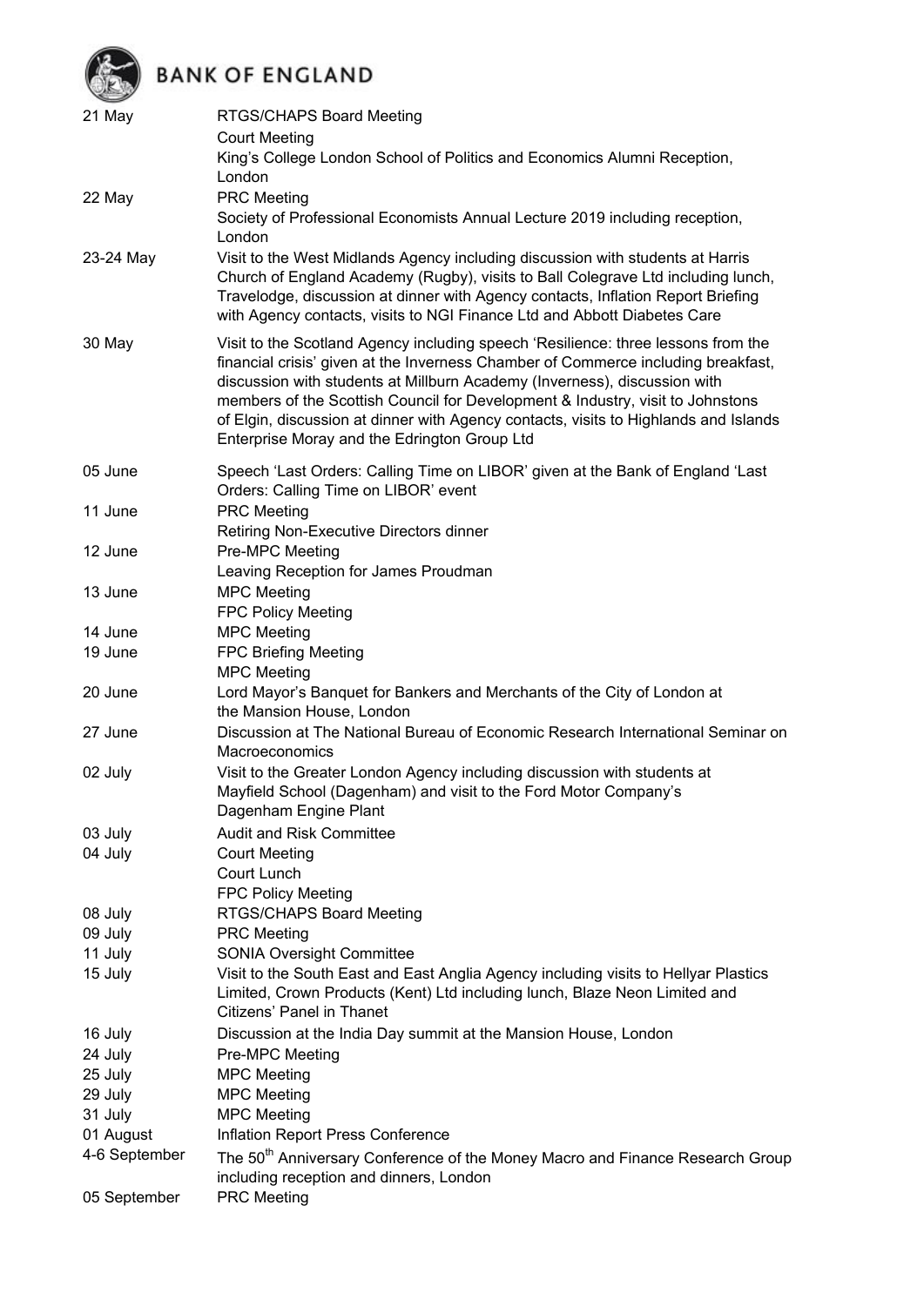| | |
|---|---|
| 21 May | RTGS/CHAPS Board Meeting<br>Court Meeting<br>King's College London School of Politics and Economics Alumni Reception, London |
| 22 May | PRC Meeting<br>Society of Professional Economists Annual Lecture 2019 including reception, London |
| 23-24 May | Visit to the West Midlands Agency including discussion with students at Harris Church of England Academy (Rugby), visits to Ball Colegrave Ltd including lunch, Travelodge, discussion at dinner with Agency contacts, Inflation Report Briefing with Agency contacts, visits to NGI Finance Ltd and Abbott Diabetes Care |
| 30 May | Visit to the Scotland Agency including speech 'Resilience: three lessons from the financial crisis' given at the Inverness Chamber of Commerce including breakfast, discussion with students at Millburn Academy (Inverness), discussion with members of the Scottish Council for Development & Industry, visit to Johnstons of Elgin, discussion at dinner with Agency contacts, visits to Highlands and Islands Enterprise Moray and the Edrington Group Ltd |
| 05 June | Speech 'Last Orders: Calling Time on LIBOR' given at the Bank of England 'Last Orders: Calling Time on LIBOR' event |
| 11 June | PRC Meeting<br>Retiring Non-Executive Directors dinner |
| 12 June | Pre-MPC Meeting<br>Leaving Reception for James Proudman |
| 13 June | MPC Meeting<br>FPC Policy Meeting |
| 14 June | MPC Meeting |
| 19 June | FPC Briefing Meeting<br>MPC Meeting |
| 20 June | Lord Mayor's Banquet for Bankers and Merchants of the City of London at the Mansion House, London |
| 27 June | Discussion at The National Bureau of Economic Research International Seminar on Macroeconomics |
| 02 July | Visit to the Greater London Agency including discussion with students at Mayfield School (Dagenham) and visit to the Ford Motor Company's Dagenham Engine Plant |
| 03 July | Audit and Risk Committee |
| 04 July | Court Meeting<br>Court Lunch<br>FPC Policy Meeting |
| 08 July | RTGS/CHAPS Board Meeting |
| 09 July | PRC Meeting |
| 11 July | SONIA Oversight Committee |
| 15 July | Visit to the South East and East Anglia Agency including visits to Hellyar Plastics Limited, Crown Products (Kent) Ltd including lunch, Blaze Neon Limited and Citizens' Panel in Thanet |
| 16 July | Discussion at the India Day summit at the Mansion House, London |
| 24 July | Pre-MPC Meeting |
| 25 July | MPC Meeting |
| 29 July | MPC Meeting |
| 31 July | MPC Meeting |
| 01 August | Inflation Report Press Conference |
| 4-6 September | The 50th Anniversary Conference of the Money Macro and Finance Research Group including reception and dinners, London |
| 05 September | PRC Meeting |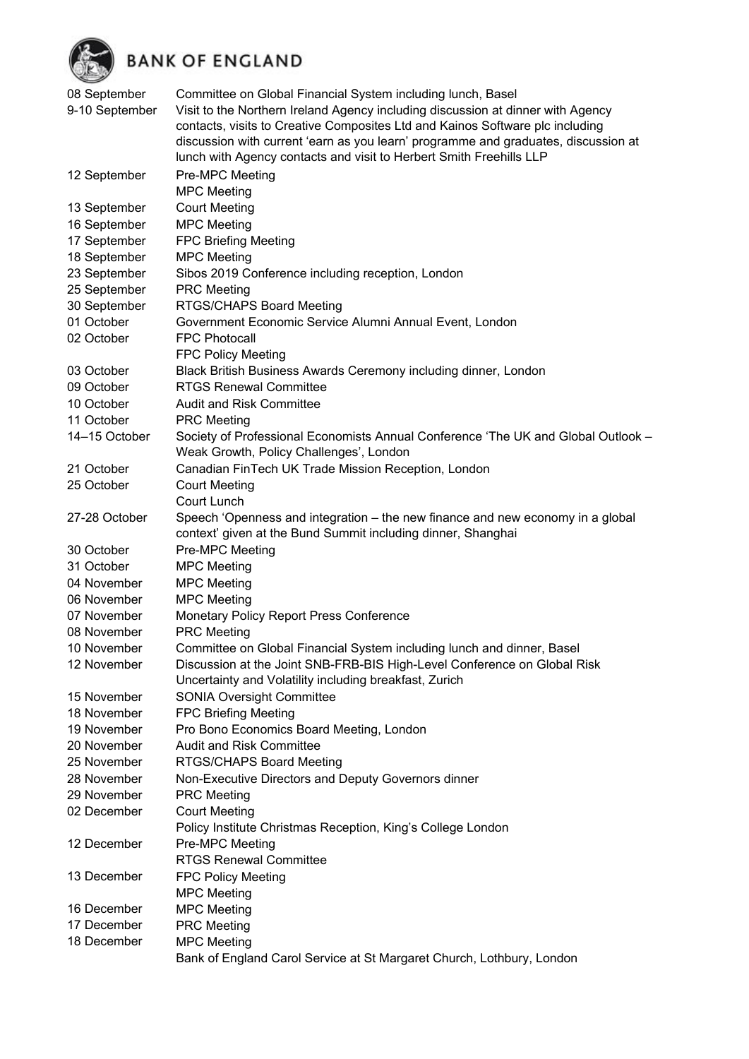| Date | Engagement |
|---|---|
| 08 September | Committee on Global Financial System including lunch, Basel |
| 9-10 September | Visit to the Northern Ireland Agency including discussion at dinner with Agency contacts, visits to Creative Composites Ltd and Kainos Software plc including discussion with current 'earn as you learn' programme and graduates, discussion at lunch with Agency contacts and visit to Herbert Smith Freehills LLP |
| 12 September | Pre-MPC Meeting |
| | MPC Meeting |
| 13 September | Court Meeting |
| 16 September | MPC Meeting |
| 17 September | FPC Briefing Meeting |
| 18 September | MPC Meeting |
| 23 September | Sibos 2019 Conference including reception, London |
| 25 September | PRC Meeting |
| 30 September | RTGS/CHAPS Board Meeting |
| 01 October | Government Economic Service Alumni Annual Event, London |
| 02 October | FPC Photocall |
| | FPC Policy Meeting |
| 03 October | Black British Business Awards Ceremony including dinner, London |
| 09 October | RTGS Renewal Committee |
| 10 October | Audit and Risk Committee |
| 11 October | PRC Meeting |
| 14–15 October | Society of Professional Economists Annual Conference 'The UK and Global Outlook – Weak Growth, Policy Challenges', London |
| 21 October | Canadian FinTech UK Trade Mission Reception, London |
| 25 October | Court Meeting |
| | Court Lunch |
| 27-28 October | Speech 'Openness and integration – the new finance and new economy in a global context' given at the Bund Summit including dinner, Shanghai |
| 30 October | Pre-MPC Meeting |
| 31 October | MPC Meeting |
| 04 November | MPC Meeting |
| 06 November | MPC Meeting |
| 07 November | Monetary Policy Report Press Conference |
| 08 November | PRC Meeting |
| 10 November | Committee on Global Financial System including lunch and dinner, Basel |
| 12 November | Discussion at the Joint SNB-FRB-BIS High-Level Conference on Global Risk Uncertainty and Volatility including breakfast, Zurich |
| 15 November | SONIA Oversight Committee |
| 18 November | FPC Briefing Meeting |
| 19 November | Pro Bono Economics Board Meeting, London |
| 20 November | Audit and Risk Committee |
| 25 November | RTGS/CHAPS Board Meeting |
| 28 November | Non-Executive Directors and Deputy Governors dinner |
| 29 November | PRC Meeting |
| 02 December | Court Meeting |
| | Policy Institute Christmas Reception, King's College London |
| 12 December | Pre-MPC Meeting |
| | RTGS Renewal Committee |
| 13 December | FPC Policy Meeting |
| | MPC Meeting |
| 16 December | MPC Meeting |
| 17 December | PRC Meeting |
| 18 December | MPC Meeting |
| | Bank of England Carol Service at St Margaret Church, Lothbury, London |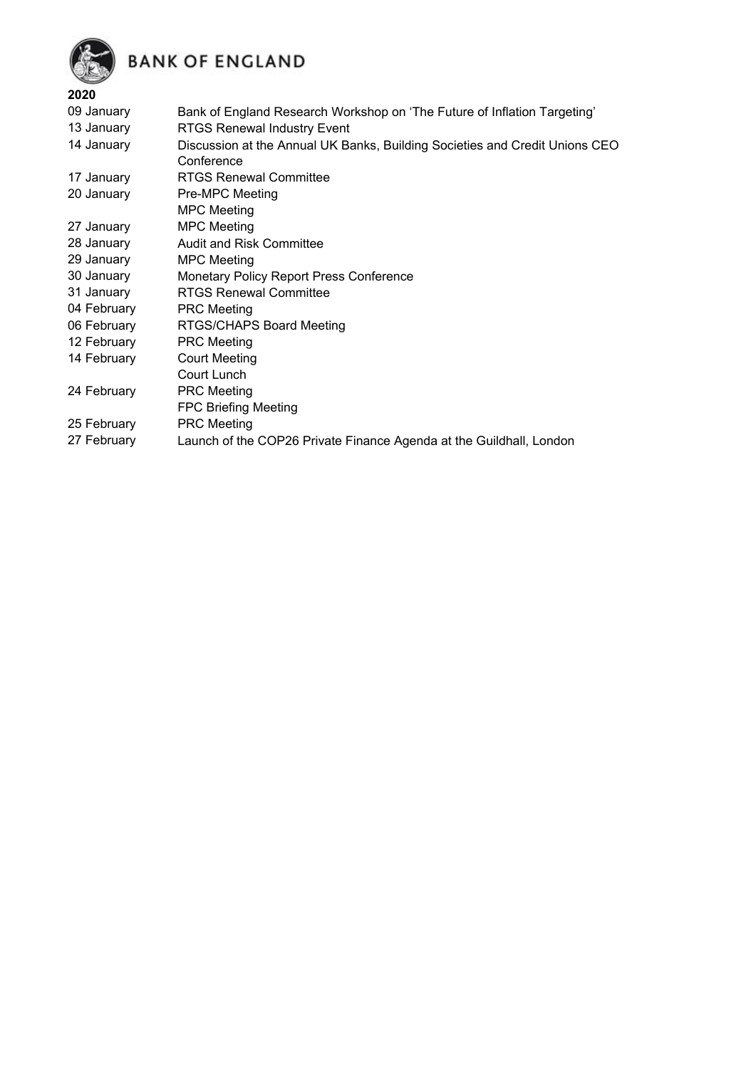**BANK OF ENGLAND**

**2020**

| | |
|---|---|
| 09 January | Bank of England Research Workshop on 'The Future of Inflation Targeting' |
| 13 January | RTGS Renewal Industry Event |
| 14 January | Discussion at the Annual UK Banks, Building Societies and Credit Unions CEO Conference |
| 17 January | RTGS Renewal Committee |
| 20 January | Pre-MPC Meeting |
| | MPC Meeting |
| 27 January | MPC Meeting |
| 28 January | Audit and Risk Committee |
| 29 January | MPC Meeting |
| 30 January | Monetary Policy Report Press Conference |
| 31 January | RTGS Renewal Committee |
| 04 February | PRC Meeting |
| 06 February | RTGS/CHAPS Board Meeting |
| 12 February | PRC Meeting |
| 14 February | Court Meeting |
| | Court Lunch |
| 24 February | PRC Meeting |
| | FPC Briefing Meeting |
| 25 February | PRC Meeting |
| 27 February | Launch of the COP26 Private Finance Agenda at the Guildhall, London |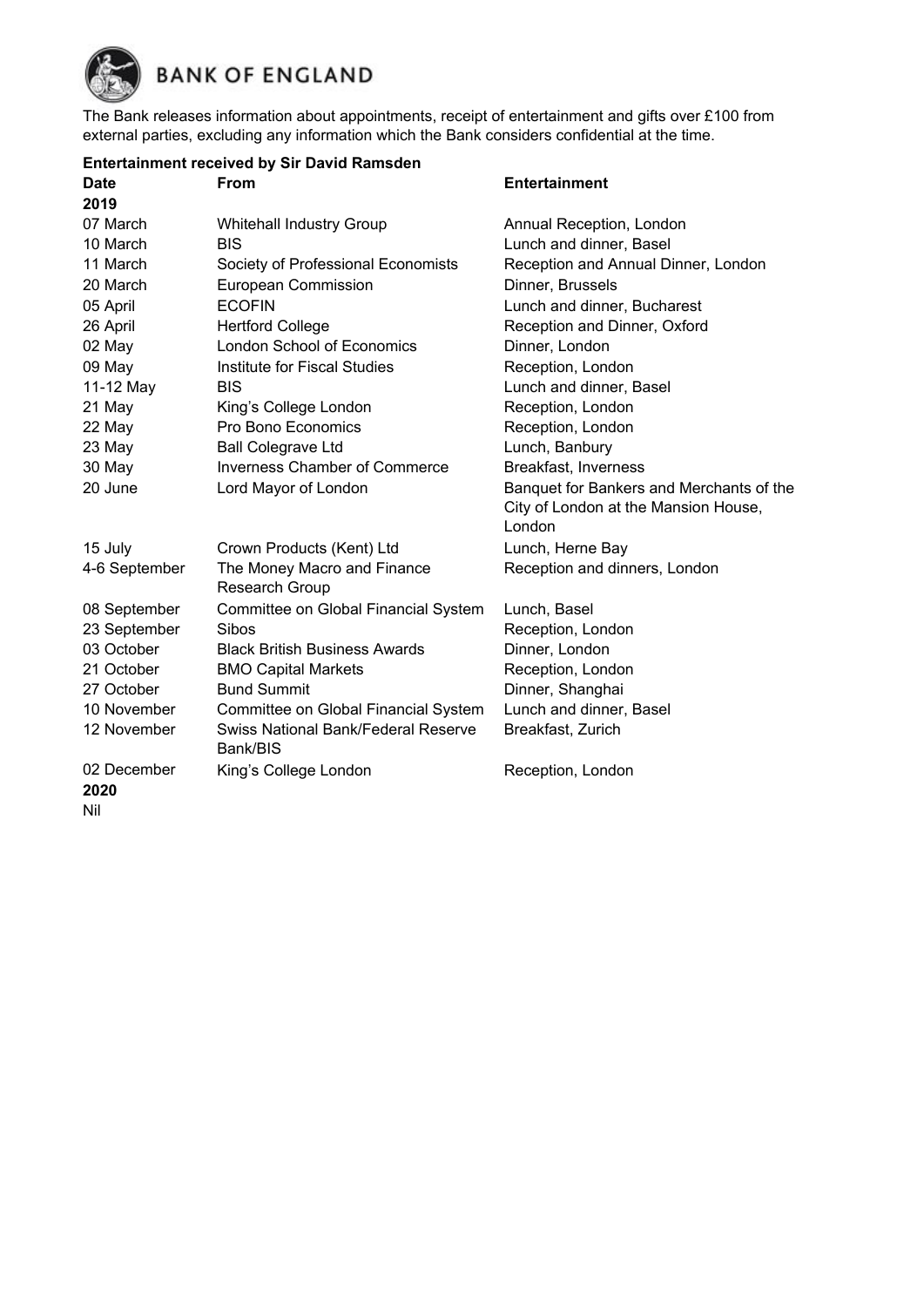# BANK OF ENGLAND

The Bank releases information about appointments, receipt of entertainment and gifts over £100 from external parties, excluding any information which the Bank considers confidential at the time.

**Entertainment received by Sir David Ramsden**

| Date | From | Entertainment |
|---|---|---|
| **2019** | | |
| 07 March | Whitehall Industry Group | Annual Reception, London |
| 10 March | BIS | Lunch and dinner, Basel |
| 11 March | Society of Professional Economists | Reception and Annual Dinner, London |
| 20 March | European Commission | Dinner, Brussels |
| 05 April | ECOFIN | Lunch and dinner, Bucharest |
| 26 April | Hertford College | Reception and Dinner, Oxford |
| 02 May | London School of Economics | Dinner, London |
| 09 May | Institute for Fiscal Studies | Reception, London |
| 11-12 May | BIS | Lunch and dinner, Basel |
| 21 May | King's College London | Reception, London |
| 22 May | Pro Bono Economics | Reception, London |
| 23 May | Ball Colegrave Ltd | Lunch, Banbury |
| 30 May | Inverness Chamber of Commerce | Breakfast, Inverness |
| 20 June | Lord Mayor of London | Banquet for Bankers and Merchants of the City of London at the Mansion House, London |
| 15 July | Crown Products (Kent) Ltd | Lunch, Herne Bay |
| 4-6 September | The Money Macro and Finance Research Group | Reception and dinners, London |
| 08 September | Committee on Global Financial System | Lunch, Basel |
| 23 September | Sibos | Reception, London |
| 03 October | Black British Business Awards | Dinner, London |
| 21 October | BMO Capital Markets | Reception, London |
| 27 October | Bund Summit | Dinner, Shanghai |
| 10 November | Committee on Global Financial System | Lunch and dinner, Basel |
| 12 November | Swiss National Bank/Federal Reserve Bank/BIS | Breakfast, Zurich |
| 02 December | King's College London | Reception, London |
| **2020** | | |
| Nil | | |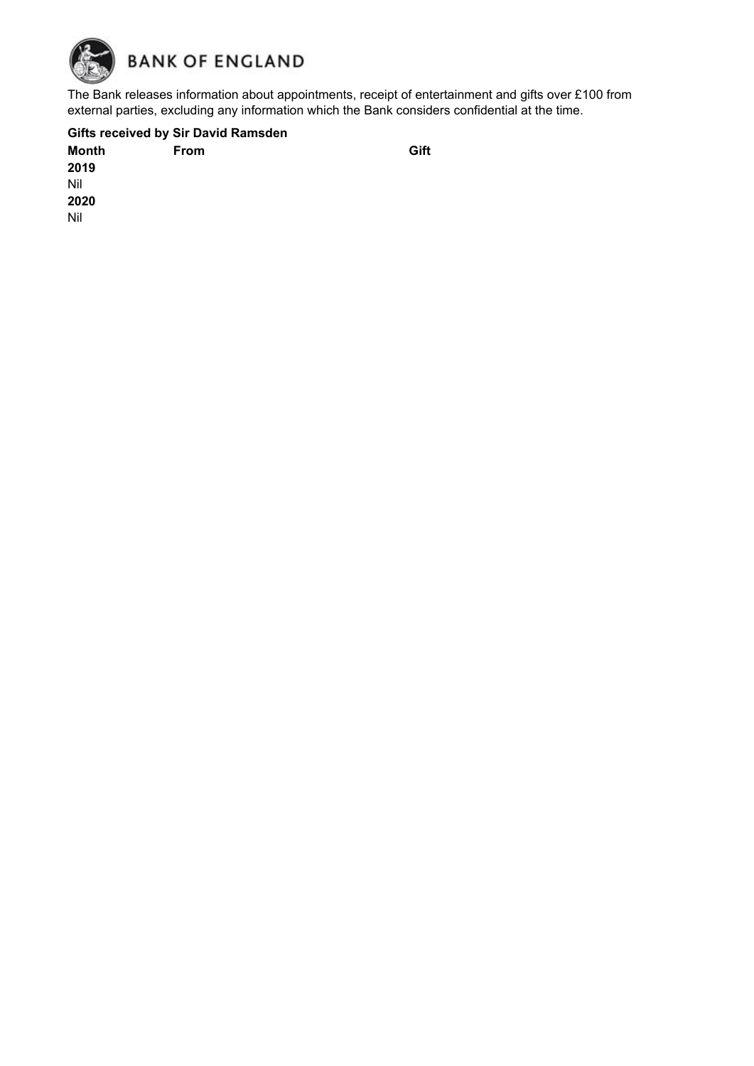BANK OF ENGLAND

The Bank releases information about appointments, receipt of entertainment and gifts over £100 from external parties, excluding any information which the Bank considers confidential at the time.

**Gifts received by Sir David Ramsden**

| Month | From | Gift |
|---|---|---|
| **2019** | | |
| Nil | | |
| **2020** | | |
| Nil | | |